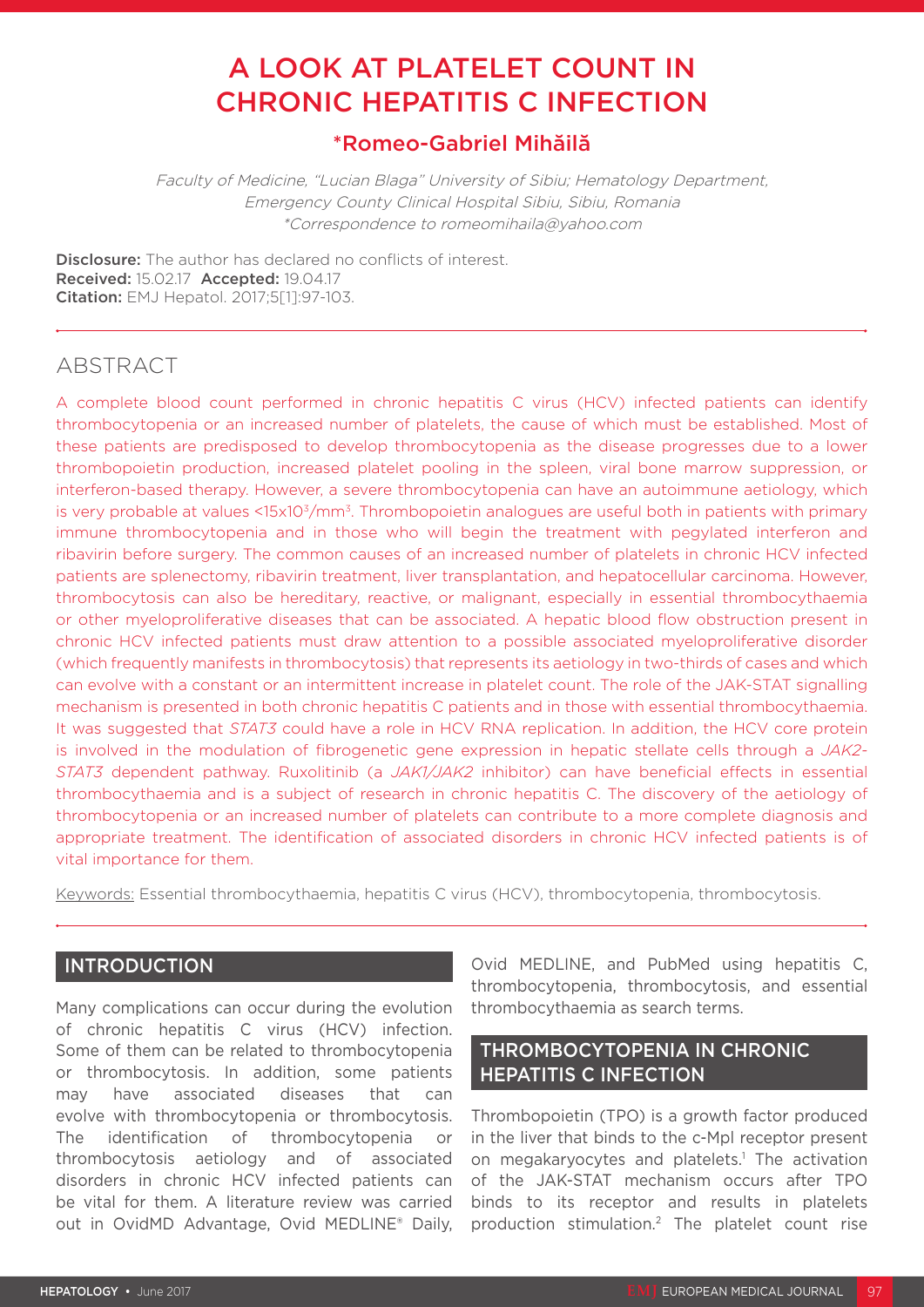# A LOOK AT PLATELET COUNT IN CHRONIC HEPATITIS C INFECTION

## *Romeo-Gabriel Mihăilă

*Faculty of Medicine, "Lucian Blaga" University of Sibiu; Hematology Department, Emergency County Clinical Hospital Sibiu, Sibiu, Romania*
*\*Correspondence to romeomihaila@yahoo.com*

**Disclosure:** The author has declared no conflicts of interest.
**Received:** 15.02.17 **Accepted:** 19.04.17
**Citation:** EMJ Hepatol. 2017;5[1]:97-103.

## ABSTRACT

A complete blood count performed in chronic hepatitis C virus (HCV) infected patients can identify thrombocytopenia or an increased number of platelets, the cause of which must be established. Most of these patients are predisposed to develop thrombocytopenia as the disease progresses due to a lower thrombopoietin production, increased platelet pooling in the spleen, viral bone marrow suppression, or interferon-based therapy. However, a severe thrombocytopenia can have an autoimmune aetiology, which is very probable at values $<15\text{x}10^3/\text{mm}^3$. Thrombopoietin analogues are useful both in patients with primary immune thrombocytopenia and in those who will begin the treatment with pegylated interferon and ribavirin before surgery. The common causes of an increased number of platelets in chronic HCV infected patients are splenectomy, ribavirin treatment, liver transplantation, and hepatocellular carcinoma. However, thrombocytosis can also be hereditary, reactive, or malignant, especially in essential thrombocythaemia or other myeloproliferative diseases that can be associated. A hepatic blood flow obstruction present in chronic HCV infected patients must draw attention to a possible associated myeloproliferative disorder (which frequently manifests in thrombocytosis) that represents its aetiology in two-thirds of cases and which can evolve with a constant or an intermittent increase in platelet count. The role of the JAK-STAT signalling mechanism is presented in both chronic hepatitis C patients and in those with essential thrombocythaemia. It was suggested that *STAT3* could have a role in HCV RNA replication. In addition, the HCV core protein is involved in the modulation of fibrogenetic gene expression in hepatic stellate cells through a *JAK2-STAT3* dependent pathway. Ruxolitinib (a *JAK1/JAK2* inhibitor) can have beneficial effects in essential thrombocythaemia and is a subject of research in chronic hepatitis C. The discovery of the aetiology of thrombocytopenia or an increased number of platelets can contribute to a more complete diagnosis and appropriate treatment. The identification of associated disorders in chronic HCV infected patients is of vital importance for them.

Keywords: Essential thrombocythaemia, hepatitis C virus (HCV), thrombocytopenia, thrombocytosis.

## INTRODUCTION

Many complications can occur during the evolution of chronic hepatitis C virus (HCV) infection. Some of them can be related to thrombocytopenia or thrombocytosis. In addition, some patients may have associated diseases that can evolve with thrombocytopenia or thrombocytosis. The identification of thrombocytopenia or thrombocytosis aetiology and of associated disorders in chronic HCV infected patients can be vital for them. A literature review was carried out in OvidMD Advantage, Ovid MEDLINE® Daily, Ovid MEDLINE, and PubMed using hepatitis C, thrombocytopenia, thrombocytosis, and essential thrombocythaemia as search terms.

## THROMBOCYTOPENIA IN CHRONIC HEPATITIS C INFECTION

Thrombopoietin (TPO) is a growth factor produced in the liver that binds to the c-Mpl receptor present on megakaryocytes and platelets.[1] The activation of the JAK-STAT mechanism occurs after TPO binds to its receptor and results in platelets production stimulation.[2] The platelet count rise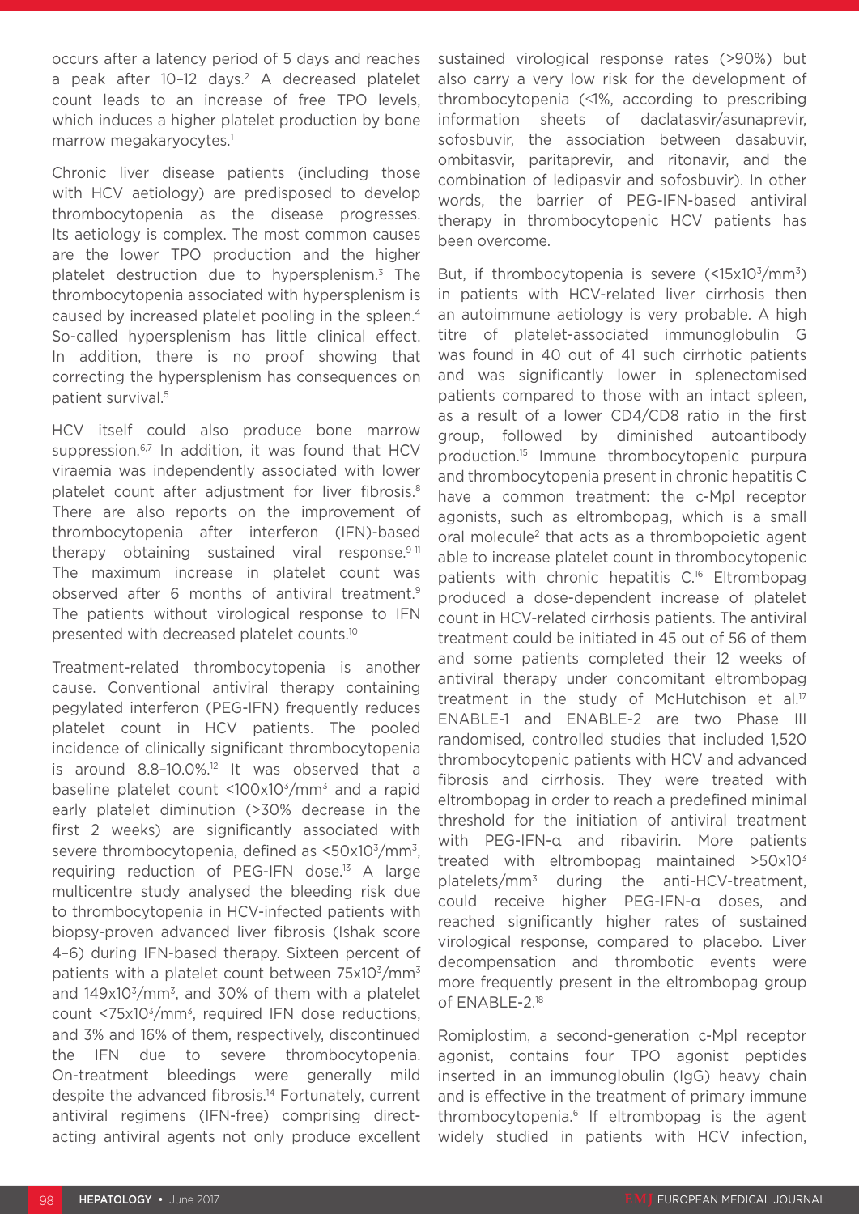occurs after a latency period of 5 days and reaches a peak after 10–12 days.[2] A decreased platelet count leads to an increase of free TPO levels, which induces a higher platelet production by bone marrow megakaryocytes.[1]

Chronic liver disease patients (including those with HCV aetiology) are predisposed to develop thrombocytopenia as the disease progresses. Its aetiology is complex. The most common causes are the lower TPO production and the higher platelet destruction due to hypersplenism.[3] The thrombocytopenia associated with hypersplenism is caused by increased platelet pooling in the spleen.[4] So-called hypersplenism has little clinical effect. In addition, there is no proof showing that correcting the hypersplenism has consequences on patient survival.[5]

HCV itself could also produce bone marrow suppression.[6,7] In addition, it was found that HCV viraemia was independently associated with lower platelet count after adjustment for liver fibrosis.[8] There are also reports on the improvement of thrombocytopenia after interferon (IFN)-based therapy obtaining sustained viral response.[9-11] The maximum increase in platelet count was observed after 6 months of antiviral treatment.[9] The patients without virological response to IFN presented with decreased platelet counts.[10]

Treatment-related thrombocytopenia is another cause. Conventional antiviral therapy containing pegylated interferon (PEG-IFN) frequently reduces platelet count in HCV patients. The pooled incidence of clinically significant thrombocytopenia is around 8.8–10.0%.[12] It was observed that a baseline platelet count $<100x10^3/mm^3$ and a rapid early platelet diminution (>30% decrease in the first 2 weeks) are significantly associated with severe thrombocytopenia, defined as $<50x10^3/mm^3$, requiring reduction of PEG-IFN dose.[13] A large multicentre study analysed the bleeding risk due to thrombocytopenia in HCV-infected patients with biopsy-proven advanced liver fibrosis (Ishak score 4–6) during IFN-based therapy. Sixteen percent of patients with a platelet count between $75x10^3/mm^3$ and $149x10^3/mm^3$, and 30% of them with a platelet count $<75x10^3/mm^3$, required IFN dose reductions, and 3% and 16% of them, respectively, discontinued the IFN due to severe thrombocytopenia. On-treatment bleedings were generally mild despite the advanced fibrosis.[14] Fortunately, current antiviral regimens (IFN-free) comprising direct-acting antiviral agents not only produce excellent sustained virological response rates (>90%) but also carry a very low risk for the development of thrombocytopenia (≤1%, according to prescribing information sheets of daclatasvir/asunaprevir, sofosbuvir, the association between dasabuvir, ombitasvir, paritaprevir, and ritonavir, and the combination of ledipasvir and sofosbuvir). In other words, the barrier of PEG-IFN-based antiviral therapy in thrombocytopenic HCV patients has been overcome.

But, if thrombocytopenia is severe ($<15x10^3/mm^3$) in patients with HCV-related liver cirrhosis then an autoimmune aetiology is very probable. A high titre of platelet-associated immunoglobulin G was found in 40 out of 41 such cirrhotic patients and was significantly lower in splenectomised patients compared to those with an intact spleen, as a result of a lower CD4/CD8 ratio in the first group, followed by diminished autoantibody production.[15] Immune thrombocytopenic purpura and thrombocytopenia present in chronic hepatitis C have a common treatment: the c-Mpl receptor agonists, such as eltrombopag, which is a small oral molecule[2] that acts as a thrombopoietic agent able to increase platelet count in thrombocytopenic patients with chronic hepatitis C.[16] Eltrombopag produced a dose-dependent increase of platelet count in HCV-related cirrhosis patients. The antiviral treatment could be initiated in 45 out of 56 of them and some patients completed their 12 weeks of antiviral therapy under concomitant eltrombopag treatment in the study of McHutchison et al.[17] ENABLE-1 and ENABLE-2 are two Phase III randomised, controlled studies that included 1,520 thrombocytopenic patients with HCV and advanced fibrosis and cirrhosis. They were treated with eltrombopag in order to reach a predefined minimal threshold for the initiation of antiviral treatment with PEG-IFN-α and ribavirin. More patients treated with eltrombopag maintained $>50x10^3$ $platelets/mm^3$ during the anti-HCV-treatment, could receive higher PEG-IFN-α doses, and reached significantly higher rates of sustained virological response, compared to placebo. Liver decompensation and thrombotic events were more frequently present in the eltrombopag group of ENABLE-2.[18]

Romiplostim, a second-generation c-Mpl receptor agonist, contains four TPO agonist peptides inserted in an immunoglobulin (IgG) heavy chain and is effective in the treatment of primary immune thrombocytopenia.[6] If eltrombopag is the agent widely studied in patients with HCV infection,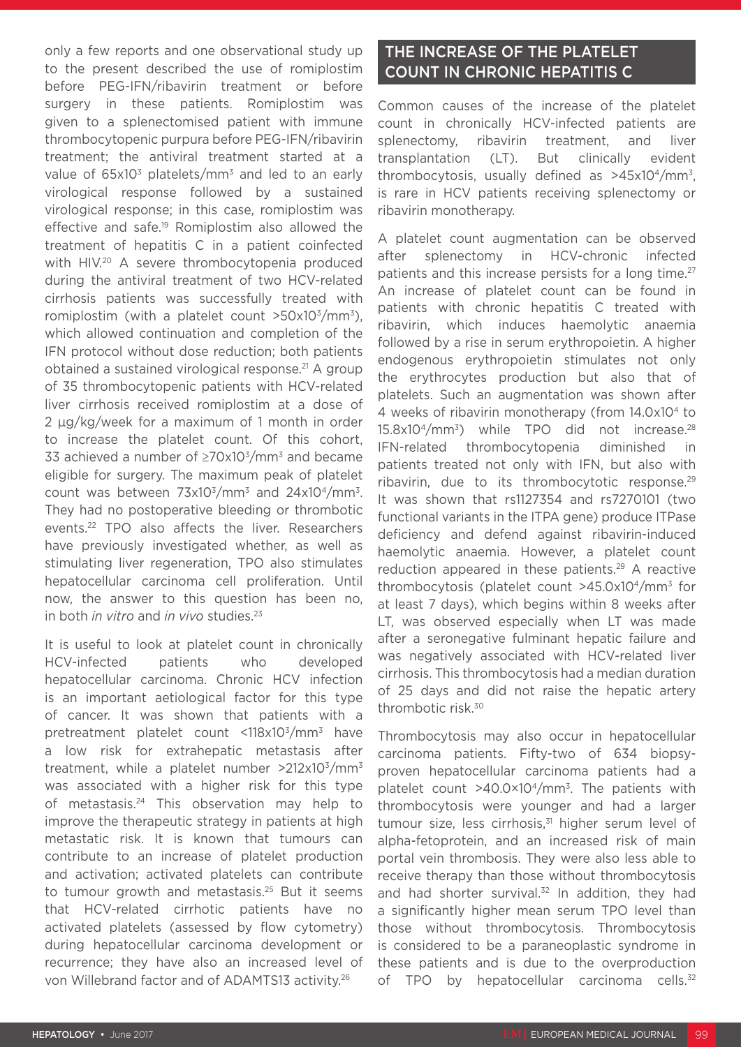only a few reports and one observational study up to the present described the use of romiplostim before PEG-IFN/ribavirin treatment or before surgery in these patients. Romiplostim was given to a splenectomised patient with immune thrombocytopenic purpura before PEG-IFN/ribavirin treatment; the antiviral treatment started at a value of $65x10^3$ platelets/$mm^3$ and led to an early virological response followed by a sustained virological response; in this case, romiplostim was effective and safe.[19] Romiplostim also allowed the treatment of hepatitis C in a patient coinfected with HIV.[20] A severe thrombocytopenia produced during the antiviral treatment of two HCV-related cirrhosis patients was successfully treated with romiplostim (with a platelet count $>50x10^3/mm^3$), which allowed continuation and completion of the IFN protocol without dose reduction; both patients obtained a sustained virological response.[21] A group of 35 thrombocytopenic patients with HCV-related liver cirrhosis received romiplostim at a dose of 2 µg/kg/week for a maximum of 1 month in order to increase the platelet count. Of this cohort, 33 achieved a number of $\geq 70x10^3/mm^3$ and became eligible for surgery. The maximum peak of platelet count was between $73x10^3/mm^3$ and $24x10^4/mm^3$. They had no postoperative bleeding or thrombotic events.[22] TPO also affects the liver. Researchers have previously investigated whether, as well as stimulating liver regeneration, TPO also stimulates hepatocellular carcinoma cell proliferation. Until now, the answer to this question has been no, in both *in vitro* and *in vivo* studies.[23]

It is useful to look at platelet count in chronically HCV-infected patients who developed hepatocellular carcinoma. Chronic HCV infection is an important aetiological factor for this type of cancer. It was shown that patients with a pretreatment platelet count $<118x10^3/mm^3$ have a low risk for extrahepatic metastasis after treatment, while a platelet number $>212x10^3/mm^3$ was associated with a higher risk for this type of metastasis.[24] This observation may help to improve the therapeutic strategy in patients at high metastatic risk. It is known that tumours can contribute to an increase of platelet production and activation; activated platelets can contribute to tumour growth and metastasis.[25] But it seems that HCV-related cirrhotic patients have no activated platelets (assessed by flow cytometry) during hepatocellular carcinoma development or recurrence; they have also an increased level of von Willebrand factor and of ADAMTS13 activity.[26]

## THE INCREASE OF THE PLATELET COUNT IN CHRONIC HEPATITIS C

Common causes of the increase of the platelet count in chronically HCV-infected patients are splenectomy, ribavirin treatment, and liver transplantation (LT). But clinically evident thrombocytosis, usually defined as $>45x10^4/mm^3$, is rare in HCV patients receiving splenectomy or ribavirin monotherapy.

A platelet count augmentation can be observed after splenectomy in HCV-chronic infected patients and this increase persists for a long time.[27] An increase of platelet count can be found in patients with chronic hepatitis C treated with ribavirin, which induces haemolytic anaemia followed by a rise in serum erythropoietin. A higher endogenous erythropoietin stimulates not only the erythrocytes production but also that of platelets. Such an augmentation was shown after 4 weeks of ribavirin monotherapy (from $14.0x10^4$ to $15.8x10^4/mm^3$) while TPO did not increase.[28] IFN-related thrombocytopenia diminished in patients treated not only with IFN, but also with ribavirin, due to its thrombocytotic response.[29] It was shown that rs1127354 and rs7270101 (two functional variants in the ITPA gene) produce ITPase deficiency and defend against ribavirin-induced haemolytic anaemia. However, a platelet count reduction appeared in these patients.[29] A reactive thrombocytosis (platelet count $>45.0x10^4/mm^3$ for at least 7 days), which begins within 8 weeks after LT, was observed especially when LT was made after a seronegative fulminant hepatic failure and was negatively associated with HCV-related liver cirrhosis. This thrombocytosis had a median duration of 25 days and did not raise the hepatic artery thrombotic risk.[30]

Thrombocytosis may also occur in hepatocellular carcinoma patients. Fifty-two of 634 biopsy-proven hepatocellular carcinoma patients had a platelet count $>40.0\times10^4/mm^3$. The patients with thrombocytosis were younger and had a larger tumour size, less cirrhosis,[31] higher serum level of alpha-fetoprotein, and an increased risk of main portal vein thrombosis. They were also less able to receive therapy than those without thrombocytosis and had shorter survival.[32] In addition, they had a significantly higher mean serum TPO level than those without thrombocytosis. Thrombocytosis is considered to be a paraneoplastic syndrome in these patients and is due to the overproduction of TPO by hepatocellular carcinoma cells.[32]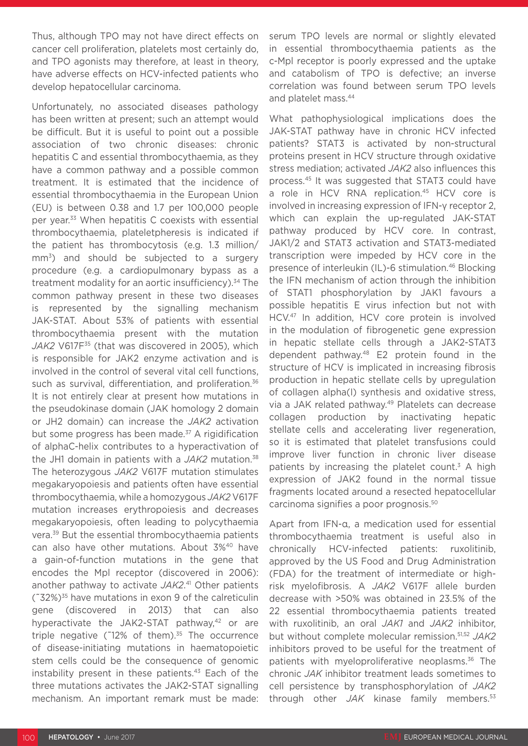Thus, although TPO may not have direct effects on cancer cell proliferation, platelets most certainly do, and TPO agonists may therefore, at least in theory, have adverse effects on HCV-infected patients who develop hepatocellular carcinoma.

Unfortunately, no associated diseases pathology has been written at present; such an attempt would be difficult. But it is useful to point out a possible association of two chronic diseases: chronic hepatitis C and essential thrombocythaemia, as they have a common pathway and a possible common treatment. It is estimated that the incidence of essential thrombocythaemia in the European Union (EU) is between 0.38 and 1.7 per 100,000 people per year.[33] When hepatitis C coexists with essential thrombocythaemia, plateletpheresis is indicated if the patient has thrombocytosis (e.g. 1.3 million/mm$^3$) and should be subjected to a surgery procedure (e.g. a cardiopulmonary bypass as a treatment modality for an aortic insufficiency).[34] The common pathway present in these two diseases is represented by the signalling mechanism JAK-STAT. About 53% of patients with essential thrombocythaemia present with the mutation *JAK2* V617F[35] (that was discovered in 2005), which is responsible for JAK2 enzyme activation and is involved in the control of several vital cell functions, such as survival, differentiation, and proliferation.[36] It is not entirely clear at present how mutations in the pseudokinase domain (JAK homology 2 domain or JH2 domain) can increase the *JAK2* activation but some progress has been made.[37] A rigidification of alphaC-helix contributes to a hyperactivation of the JH1 domain in patients with a *JAK2* mutation.[38] The heterozygous *JAK2* V617F mutation stimulates megakaryopoiesis and patients often have essential thrombocythaemia, while a homozygous *JAK2* V617F mutation increases erythropoiesis and decreases megakaryopoiesis, often leading to polycythaemia vera.[39] But the essential thrombocythaemia patients can also have other mutations. About 3%[40] have a gain-of-function mutations in the gene that encodes the Mpl receptor (discovered in 2006): another pathway to activate *JAK2*.[41] Other patients (~32%)[35] have mutations in exon 9 of the calreticulin gene (discovered in 2013) that can also hyperactivate the JAK2-STAT pathway,[42] or are triple negative (~12% of them).[35] The occurrence of disease-initiating mutations in haematopoietic stem cells could be the consequence of genomic instability present in these patients.[43] Each of the three mutations activates the JAK2-STAT signalling mechanism. An important remark must be made: serum TPO levels are normal or slightly elevated in essential thrombocythaemia patients as the c-Mpl receptor is poorly expressed and the uptake and catabolism of TPO is defective; an inverse correlation was found between serum TPO levels and platelet mass.[44]

What pathophysiological implications does the JAK-STAT pathway have in chronic HCV infected patients? STAT3 is activated by non-structural proteins present in HCV structure through oxidative stress mediation; activated *JAK2* also influences this process.[45] It was suggested that STAT3 could have a role in HCV RNA replication.[45] HCV core is involved in increasing expression of IFN-γ receptor 2, which can explain the up-regulated JAK-STAT pathway produced by HCV core. In contrast, JAK1/2 and STAT3 activation and STAT3-mediated transcription were impeded by HCV core in the presence of interleukin (IL)-6 stimulation.[46] Blocking the IFN mechanism of action through the inhibition of STAT1 phosphorylation by JAK1 favours a possible hepatitis E virus infection but not with HCV.[47] In addition, HCV core protein is involved in the modulation of fibrogenetic gene expression in hepatic stellate cells through a JAK2-STAT3 dependent pathway.[48] E2 protein found in the structure of HCV is implicated in increasing fibrosis production in hepatic stellate cells by upregulation of collagen alpha(I) synthesis and oxidative stress, via a JAK related pathway.[49] Platelets can decrease collagen production by inactivating hepatic stellate cells and accelerating liver regeneration, so it is estimated that platelet transfusions could improve liver function in chronic liver disease patients by increasing the platelet count.[3] A high expression of JAK2 found in the normal tissue fragments located around a resected hepatocellular carcinoma signifies a poor prognosis.[50]

Apart from IFN-α, a medication used for essential thrombocythaemia treatment is useful also in chronically HCV-infected patients: ruxolitinib, approved by the US Food and Drug Administration (FDA) for the treatment of intermediate or high-risk myelofibrosis. A *JAK2* V617F allele burden decrease with >50% was obtained in 23.5% of the 22 essential thrombocythaemia patients treated with ruxolitinib, an oral *JAK1* and *JAK2* inhibitor, but without complete molecular remission.[51,52] *JAK2* inhibitors proved to be useful for the treatment of patients with myeloproliferative neoplasms.[36] The chronic *JAK* inhibitor treatment leads sometimes to cell persistence by transphosphorylation of *JAK2* through other *JAK* kinase family members.[53]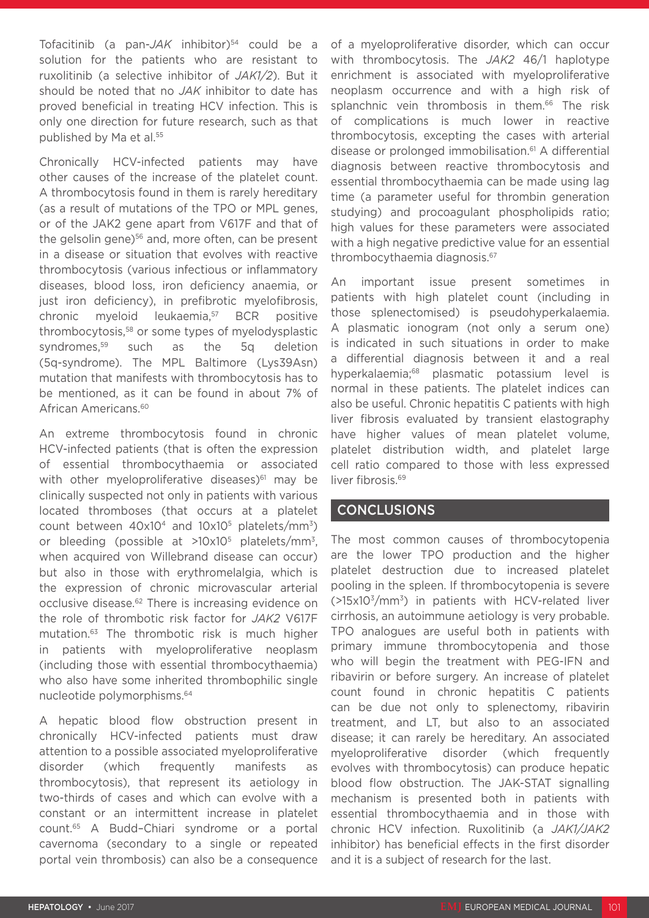Tofacitinib (a pan-*JAK* inhibitor)[54] could be a solution for the patients who are resistant to ruxolitinib (a selective inhibitor of *JAK1/2*). But it should be noted that no *JAK* inhibitor to date has proved beneficial in treating HCV infection. This is only one direction for future research, such as that published by Ma et al.[55]

Chronically HCV-infected patients may have other causes of the increase of the platelet count. A thrombocytosis found in them is rarely hereditary (as a result of mutations of the TPO or MPL genes, or of the JAK2 gene apart from V617F and that of the gelsolin gene)[56] and, more often, can be present in a disease or situation that evolves with reactive thrombocytosis (various infectious or inflammatory diseases, blood loss, iron deficiency anaemia, or just iron deficiency), in prefibrotic myelofibrosis, chronic myeloid leukaemia,[57] BCR positive thrombocytosis,[58] or some types of myelodysplastic syndromes,[59] such as the 5q deletion (5q-syndrome). The MPL Baltimore (Lys39Asn) mutation that manifests with thrombocytosis has to be mentioned, as it can be found in about 7% of African Americans.[60]

An extreme thrombocytosis found in chronic HCV-infected patients (that is often the expression of essential thrombocythaemia or associated with other myeloproliferative diseases)[61] may be clinically suspected not only in patients with various located thromboses (that occurs at a platelet count between $40 \times 10^4$ and $10 \times 10^5$ platelets/mm$^3$) or bleeding (possible at $>10 \times 10^5$ platelets/mm$^3$, when acquired von Willebrand disease can occur) but also in those with erythromelalgia, which is the expression of chronic microvascular arterial occlusive disease.[62] There is increasing evidence on the role of thrombotic risk factor for *JAK2* V617F mutation.[63] The thrombotic risk is much higher in patients with myeloproliferative neoplasm (including those with essential thrombocythaemia) who also have some inherited thrombophilic single nucleotide polymorphisms.[64]

A hepatic blood flow obstruction present in chronically HCV-infected patients must draw attention to a possible associated myeloproliferative disorder (which frequently manifests as thrombocytosis), that represent its aetiology in two-thirds of cases and which can evolve with a constant or an intermittent increase in platelet count.[65] A Budd–Chiari syndrome or a portal cavernoma (secondary to a single or repeated portal vein thrombosis) can also be a consequence of a myeloproliferative disorder, which can occur with thrombocytosis. The *JAK2* 46/1 haplotype enrichment is associated with myeloproliferative neoplasm occurrence and with a high risk of splanchnic vein thrombosis in them.[66] The risk of complications is much lower in reactive thrombocytosis, excepting the cases with arterial disease or prolonged immobilisation.[61] A differential diagnosis between reactive thrombocytosis and essential thrombocythaemia can be made using lag time (a parameter useful for thrombin generation studying) and procoagulant phospholipids ratio; high values for these parameters were associated with a high negative predictive value for an essential thrombocythaemia diagnosis.[67]

An important issue present sometimes in patients with high platelet count (including in those splenectomised) is pseudohyperkalaemia. A plasmatic ionogram (not only a serum one) is indicated in such situations in order to make a differential diagnosis between it and a real hyperkalaemia;[68] plasmatic potassium level is normal in these patients. The platelet indices can also be useful. Chronic hepatitis C patients with high liver fibrosis evaluated by transient elastography have higher values of mean platelet volume, platelet distribution width, and platelet large cell ratio compared to those with less expressed liver fibrosis.[69]

## CONCLUSIONS

The most common causes of thrombocytopenia are the lower TPO production and the higher platelet destruction due to increased platelet pooling in the spleen. If thrombocytopenia is severe ($>15 \times 10^3$/mm$^3$) in patients with HCV-related liver cirrhosis, an autoimmune aetiology is very probable. TPO analogues are useful both in patients with primary immune thrombocytopenia and those who will begin the treatment with PEG-IFN and ribavirin or before surgery. An increase of platelet count found in chronic hepatitis C patients can be due not only to splenectomy, ribavirin treatment, and LT, but also to an associated disease; it can rarely be hereditary. An associated myeloproliferative disorder (which frequently evolves with thrombocytosis) can produce hepatic blood flow obstruction. The JAK-STAT signalling mechanism is presented both in patients with essential thrombocythaemia and in those with chronic HCV infection. Ruxolitinib (a *JAK1/JAK2* inhibitor) has beneficial effects in the first disorder and it is a subject of research for the last.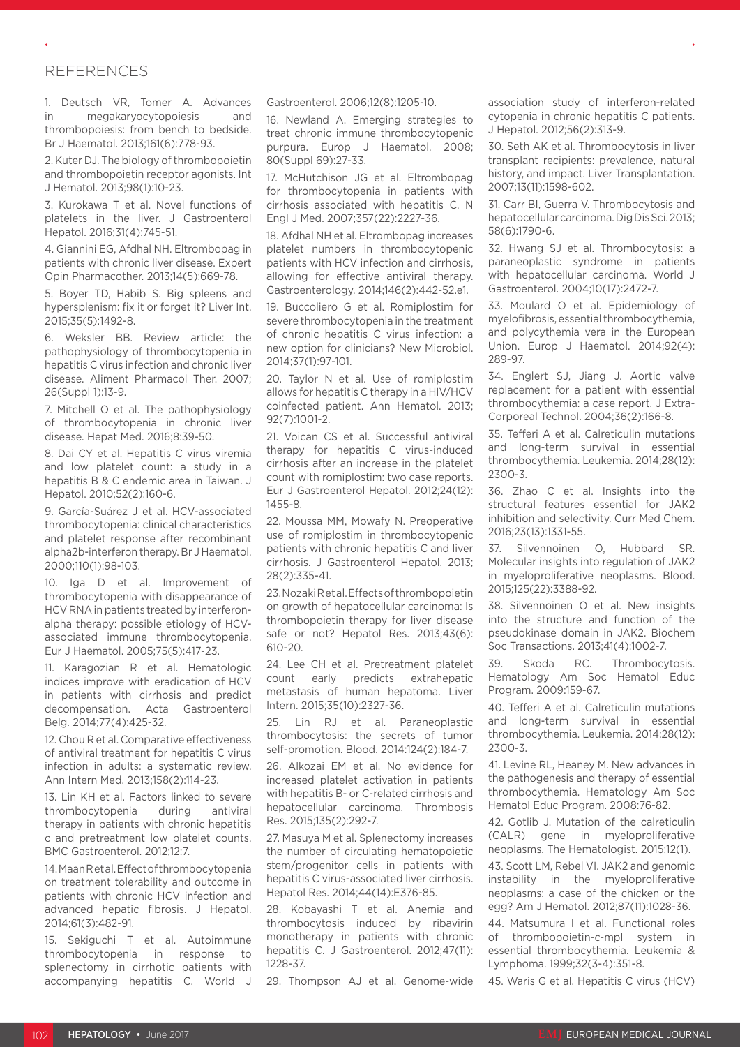# REFERENCES

1. Deutsch VR, Tomer A. Advances in megakaryocytopoiesis and thrombopoiesis: from bench to bedside. Br J Haematol. 2013;161(6):778-93.

2. Kuter DJ. The biology of thrombopoietin and thrombopoietin receptor agonists. Int J Hematol. 2013;98(1):10-23.

3. Kurokawa T et al. Novel functions of platelets in the liver. J Gastroenterol Hepatol. 2016;31(4):745-51.

4. Giannini EG, Afdhal NH. Eltrombopag in patients with chronic liver disease. Expert Opin Pharmacother. 2013;14(5):669-78.

5. Boyer TD, Habib S. Big spleens and hypersplenism: fix it or forget it? Liver Int. 2015;35(5):1492-8.

6. Weksler BB. Review article: the pathophysiology of thrombocytopenia in hepatitis C virus infection and chronic liver disease. Aliment Pharmacol Ther. 2007; 26(Suppl 1):13-9.

7. Mitchell O et al. The pathophysiology of thrombocytopenia in chronic liver disease. Hepat Med. 2016;8:39-50.

8. Dai CY et al. Hepatitis C virus viremia and low platelet count: a study in a hepatitis B & C endemic area in Taiwan. J Hepatol. 2010;52(2):160-6.

9. García-Suárez J et al. HCV-associated thrombocytopenia: clinical characteristics and platelet response after recombinant alpha2b-interferon therapy. Br J Haematol. 2000;110(1):98-103.

10. Iga D et al. Improvement of thrombocytopenia with disappearance of HCV RNA in patients treated by interferon-alpha therapy: possible etiology of HCV-associated immune thrombocytopenia. Eur J Haematol. 2005;75(5):417-23.

11. Karagozian R et al. Hematologic indices improve with eradication of HCV in patients with cirrhosis and predict decompensation. Acta Gastroenterol Belg. 2014;77(4):425-32.

12. Chou R et al. Comparative effectiveness of antiviral treatment for hepatitis C virus infection in adults: a systematic review. Ann Intern Med. 2013;158(2):114-23.

13. Lin KH et al. Factors linked to severe thrombocytopenia during antiviral therapy in patients with chronic hepatitis c and pretreatment low platelet counts. BMC Gastroenterol. 2012;12:7.

14. Maan R et al. Effect of thrombocytopenia on treatment tolerability and outcome in patients with chronic HCV infection and advanced hepatic fibrosis. J Hepatol. 2014;61(3):482-91.

15. Sekiguchi T et al. Autoimmune thrombocytopenia in response to splenectomy in cirrhotic patients with accompanying hepatitis C. World J Gastroenterol. 2006;12(8):1205-10.

16. Newland A. Emerging strategies to treat chronic immune thrombocytopenic purpura. Europ J Haematol. 2008; 80(Suppl 69):27-33.

17. McHutchison JG et al. Eltrombopag for thrombocytopenia in patients with cirrhosis associated with hepatitis C. N Engl J Med. 2007;357(22):2227-36.

18. Afdhal NH et al. Eltrombopag increases platelet numbers in thrombocytopenic patients with HCV infection and cirrhosis, allowing for effective antiviral therapy. Gastroenterology. 2014;146(2):442-52.e1.

19. Buccoliero G et al. Romiplostim for severe thrombocytopenia in the treatment of chronic hepatitis C virus infection: a new option for clinicians? New Microbiol. 2014;37(1):97-101.

20. Taylor N et al. Use of romiplostim allows for hepatitis C therapy in a HIV/HCV coinfected patient. Ann Hematol. 2013; 92(7):1001-2.

21. Voican CS et al. Successful antiviral therapy for hepatitis C virus-induced cirrhosis after an increase in the platelet count with romiplostim: two case reports. Eur J Gastroenterol Hepatol. 2012;24(12): 1455-8.

22. Moussa MM, Mowafy N. Preoperative use of romiplostim in thrombocytopenic patients with chronic hepatitis C and liver cirrhosis. J Gastroenterol Hepatol. 2013; 28(2):335-41.

23. Nozaki R et al. Effects of thrombopoietin on growth of hepatocellular carcinoma: Is thrombopoietin therapy for liver disease safe or not? Hepatol Res. 2013;43(6): 610-20.

24. Lee CH et al. Pretreatment platelet count early predicts extrahepatic metastasis of human hepatoma. Liver Intern. 2015;35(10):2327-36.

25. Lin RJ et al. Paraneoplastic thrombocytosis: the secrets of tumor self-promotion. Blood. 2014:124(2):184-7.

26. Alkozai EM et al. No evidence for increased platelet activation in patients with hepatitis B- or C-related cirrhosis and hepatocellular carcinoma. Thrombosis Res. 2015;135(2):292-7.

27. Masuya M et al. Splenectomy increases the number of circulating hematopoietic stem/progenitor cells in patients with hepatitis C virus-associated liver cirrhosis. Hepatol Res. 2014;44(14):E376-85.

28. Kobayashi T et al. Anemia and thrombocytosis induced by ribavirin monotherapy in patients with chronic hepatitis C. J Gastroenterol. 2012;47(11): 1228-37.

29. Thompson AJ et al. Genome-wide association study of interferon-related cytopenia in chronic hepatitis C patients. J Hepatol. 2012;56(2):313-9.

30. Seth AK et al. Thrombocytosis in liver transplant recipients: prevalence, natural history, and impact. Liver Transplantation. 2007;13(11):1598-602.

31. Carr BI, Guerra V. Thrombocytosis and hepatocellular carcinoma. Dig Dis Sci. 2013; 58(6):1790-6.

32. Hwang SJ et al. Thrombocytosis: a paraneoplastic syndrome in patients with hepatocellular carcinoma. World J Gastroenterol. 2004;10(17):2472-7.

33. Moulard O et al. Epidemiology of myelofibrosis, essential thrombocythemia, and polycythemia vera in the European Union. Europ J Haematol. 2014;92(4): 289-97.

34. Englert SJ, Jiang J. Aortic valve replacement for a patient with essential thrombocythemia: a case report. J Extra-Corporeal Technol. 2004;36(2):166-8.

35. Tefferi A et al. Calreticulin mutations and long-term survival in essential thrombocythemia. Leukemia. 2014;28(12): 2300-3.

36. Zhao C et al. Insights into the structural features essential for JAK2 inhibition and selectivity. Curr Med Chem. 2016;23(13):1331-55.

37. Silvennoinen O, Hubbard SR. Molecular insights into regulation of JAK2 in myeloproliferative neoplasms. Blood. 2015;125(22):3388-92.

38. Silvennoinen O et al. New insights into the structure and function of the pseudokinase domain in JAK2. Biochem Soc Transactions. 2013;41(4):1002-7.

39. Skoda RC. Thrombocytosis. Hematology Am Soc Hematol Educ Program. 2009:159-67.

40. Tefferi A et al. Calreticulin mutations and long-term survival in essential thrombocythemia. Leukemia. 2014:28(12): 2300-3.

41. Levine RL, Heaney M. New advances in the pathogenesis and therapy of essential thrombocythemia. Hematology Am Soc Hematol Educ Program. 2008:76-82.

42. Gotlib J. Mutation of the calreticulin (CALR) gene in myeloproliferative neoplasms. The Hematologist. 2015;12(1).

43. Scott LM, Rebel VI. JAK2 and genomic instability in the myeloproliferative neoplasms: a case of the chicken or the egg? Am J Hematol. 2012;87(11):1028-36.

44. Matsumura I et al. Functional roles of thrombopoietin-c-mpl system in essential thrombocythemia. Leukemia & Lymphoma. 1999;32(3-4):351-8.

45. Waris G et al. Hepatitis C virus (HCV)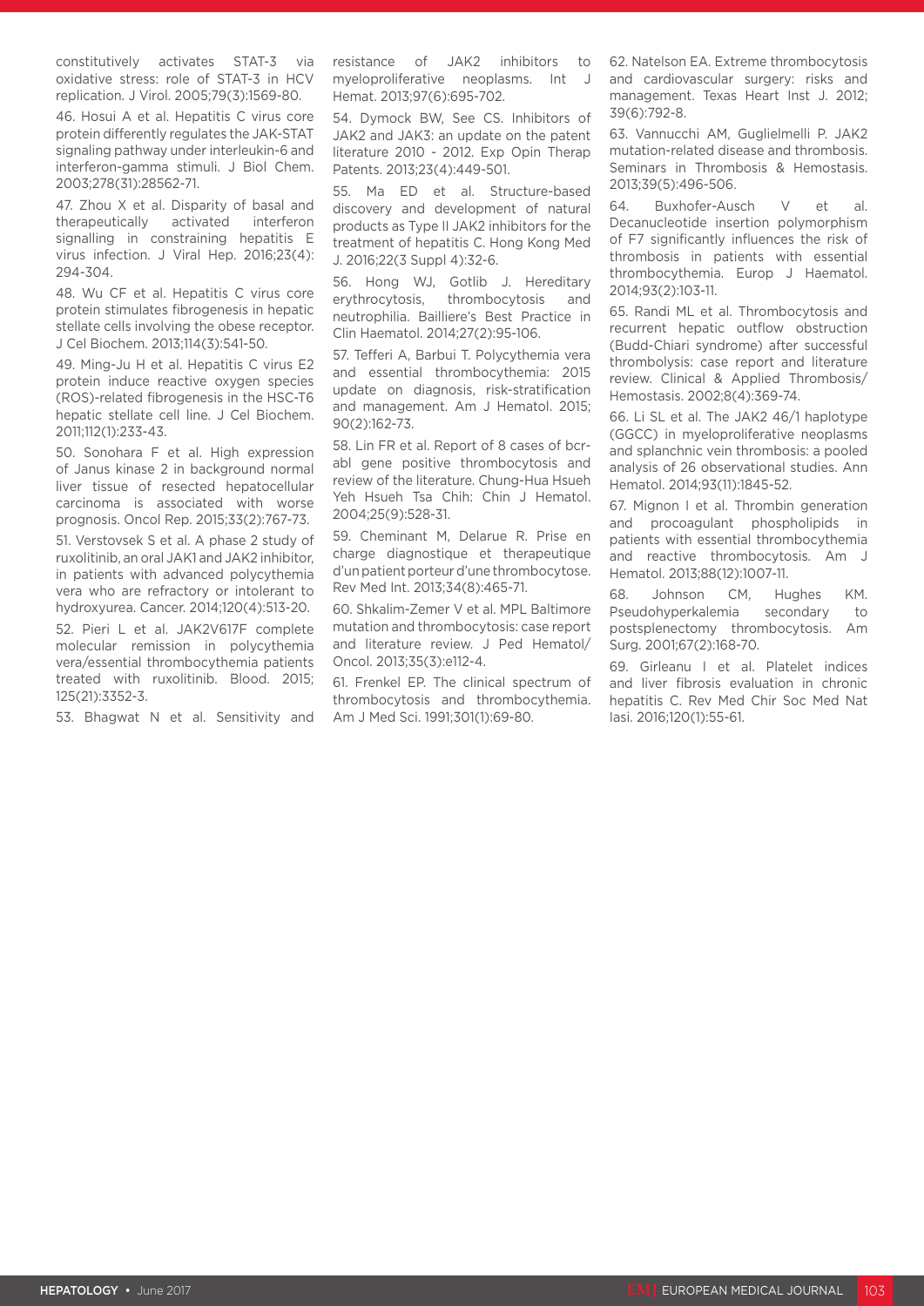constitutively activates STAT-3 via oxidative stress: role of STAT-3 in HCV replication. J Virol. 2005;79(3):1569-80.

46. Hosui A et al. Hepatitis C virus core protein differently regulates the JAK-STAT signaling pathway under interleukin-6 and interferon-gamma stimuli. J Biol Chem. 2003;278(31):28562-71.

47. Zhou X et al. Disparity of basal and therapeutically activated interferon signalling in constraining hepatitis E virus infection. J Viral Hep. 2016;23(4): 294-304.

48. Wu CF et al. Hepatitis C virus core protein stimulates fibrogenesis in hepatic stellate cells involving the obese receptor. J Cel Biochem. 2013;114(3):541-50.

49. Ming-Ju H et al. Hepatitis C virus E2 protein induce reactive oxygen species (ROS)-related fibrogenesis in the HSC-T6 hepatic stellate cell line. J Cel Biochem. 2011;112(1):233-43.

50. Sonohara F et al. High expression of Janus kinase 2 in background normal liver tissue of resected hepatocellular carcinoma is associated with worse prognosis. Oncol Rep. 2015;33(2):767-73.

51. Verstovsek S et al. A phase 2 study of ruxolitinib, an oral JAK1 and JAK2 inhibitor, in patients with advanced polycythemia vera who are refractory or intolerant to hydroxyurea. Cancer. 2014;120(4):513-20.

52. Pieri L et al. JAK2V617F complete molecular remission in polycythemia vera/essential thrombocythemia patients treated with ruxolitinib. Blood. 2015; 125(21):3352-3.

53. Bhagwat N et al. Sensitivity and resistance of JAK2 inhibitors to myeloproliferative neoplasms. Int J Hemat. 2013;97(6):695-702.

54. Dymock BW, See CS. Inhibitors of JAK2 and JAK3: an update on the patent literature 2010 - 2012. Exp Opin Therap Patents. 2013;23(4):449-501.

55. Ma ED et al. Structure-based discovery and development of natural products as Type II JAK2 inhibitors for the treatment of hepatitis C. Hong Kong Med J. 2016;22(3 Suppl 4):32-6.

56. Hong WJ, Gotlib J. Hereditary erythrocytosis, thrombocytosis and neutrophilia. Bailliere's Best Practice in Clin Haematol. 2014;27(2):95-106.

57. Tefferi A, Barbui T. Polycythemia vera and essential thrombocythemia: 2015 update on diagnosis, risk-stratification and management. Am J Hematol. 2015; 90(2):162-73.

58. Lin FR et al. Report of 8 cases of bcr-abl gene positive thrombocytosis and review of the literature. Chung-Hua Hsueh Yeh Hsueh Tsa Chih: Chin J Hematol. 2004;25(9):528-31.

59. Cheminant M, Delarue R. Prise en charge diagnostique et therapeutique d'un patient porteur d'une thrombocytose. Rev Med Int. 2013;34(8):465-71.

60. Shkalim-Zemer V et al. MPL Baltimore mutation and thrombocytosis: case report and literature review. J Ped Hematol/ Oncol. 2013;35(3):e112-4.

61. Frenkel EP. The clinical spectrum of thrombocytosis and thrombocythemia. Am J Med Sci. 1991;301(1):69-80.

62. Natelson EA. Extreme thrombocytosis and cardiovascular surgery: risks and management. Texas Heart Inst J. 2012; 39(6):792-8.

63. Vannucchi AM, Guglielmelli P. JAK2 mutation-related disease and thrombosis. Seminars in Thrombosis & Hemostasis. 2013;39(5):496-506.

64. Buxhofer-Ausch V et al. Decanucleotide insertion polymorphism of F7 significantly influences the risk of thrombosis in patients with essential thrombocythemia. Europ J Haematol. 2014;93(2):103-11.

65. Randi ML et al. Thrombocytosis and recurrent hepatic outflow obstruction (Budd-Chiari syndrome) after successful thrombolysis: case report and literature review. Clinical & Applied Thrombosis/ Hemostasis. 2002;8(4):369-74.

66. Li SL et al. The JAK2 46/1 haplotype (GGCC) in myeloproliferative neoplasms and splanchnic vein thrombosis: a pooled analysis of 26 observational studies. Ann Hematol. 2014;93(11):1845-52.

67. Mignon I et al. Thrombin generation and procoagulant phospholipids in patients with essential thrombocythemia and reactive thrombocytosis. Am J Hematol. 2013;88(12):1007-11.

68. Johnson CM, Hughes KM. Pseudohyperkalemia secondary to postsplenectomy thrombocytosis. Am Surg. 2001;67(2):168-70.

69. Girleanu I et al. Platelet indices and liver fibrosis evaluation in chronic hepatitis C. Rev Med Chir Soc Med Nat Iasi. 2016;120(1):55-61.